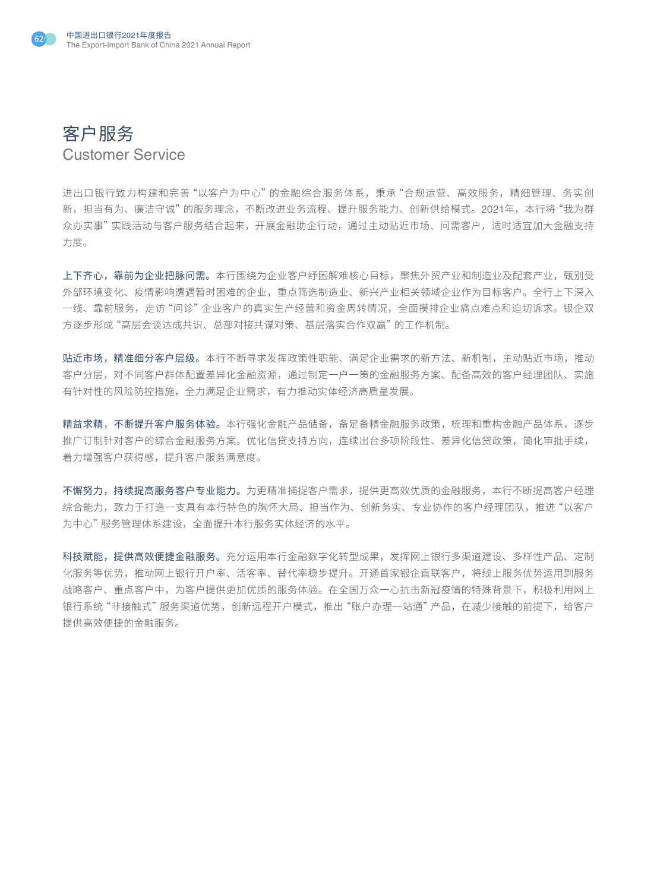# 客户服务
# Customer Service

进出口银行致力构建和完善“以客户为中心”的金融综合服务体系，秉承“合规运营、高效服务，精细管理、务实创新，担当有为、廉洁守诚”的服务理念，不断改进业务流程、提升服务能力、创新供给模式。2021年，本行将“我为群众办实事”实践活动与客户服务结合起来，开展金融助企行动，通过主动贴近市场、问需客户，适时适宜加大金融支持力度。

**上下齐心，靠前为企业把脉问需。**本行围绕为企业客户纾困解难核心目标，聚焦外贸产业和制造业及配套产业，甄别受外部环境变化、疫情影响遭遇暂时困难的企业，重点筛选制造业、新兴产业相关领域企业作为目标客户。全行上下深入一线、靠前服务，走访“问诊”企业客户的真实生产经营和资金周转情况，全面摸排企业痛点难点和迫切诉求。银企双方逐步形成“高层会谈达成共识、总部对接共谋对策、基层落实合作双赢”的工作机制。

**贴近市场，精准细分客户层级。**本行不断寻求发挥政策性职能、满足企业需求的新方法、新机制，主动贴近市场，推动客户分层，对不同客户群体配置差异化金融资源，通过制定一户一策的金融服务方案、配备高效的客户经理团队、实施有针对性的风险防控措施，全力满足企业需求，有力推动实体经济高质量发展。

**精益求精，不断提升客户服务体验。**本行强化金融产品储备，备足备精金融服务政策，梳理和重构金融产品体系，逐步推广订制针对客户的综合金融服务方案。优化信贷支持方向，连续出台多项阶段性、差异化信贷政策，简化审批手续，着力增强客户获得感，提升客户服务满意度。

**不懈努力，持续提高服务客户专业能力。**为更精准捕捉客户需求，提供更高效优质的金融服务，本行不断提高客户经理综合能力，致力于打造一支具有本行特色的胸怀大局、担当作为、创新务实、专业协作的客户经理团队，推进“以客户为中心”服务管理体系建设，全面提升本行服务实体经济的水平。

**科技赋能，提供高效便捷金融服务。**充分运用本行金融数字化转型成果，发挥网上银行多渠道建设、多样性产品、定制化服务等优势，推动网上银行开户率、活客率、替代率稳步提升。开通首家银企直联客户，将线上服务优势运用到服务战略客户、重点客户中，为客户提供更加优质的服务体验。在全国万众一心抗击新冠疫情的特殊背景下，积极利用网上银行系统“非接触式”服务渠道优势，创新远程开户模式，推出“账户办理一站通”产品，在减少接触的前提下，给客户提供高效便捷的金融服务。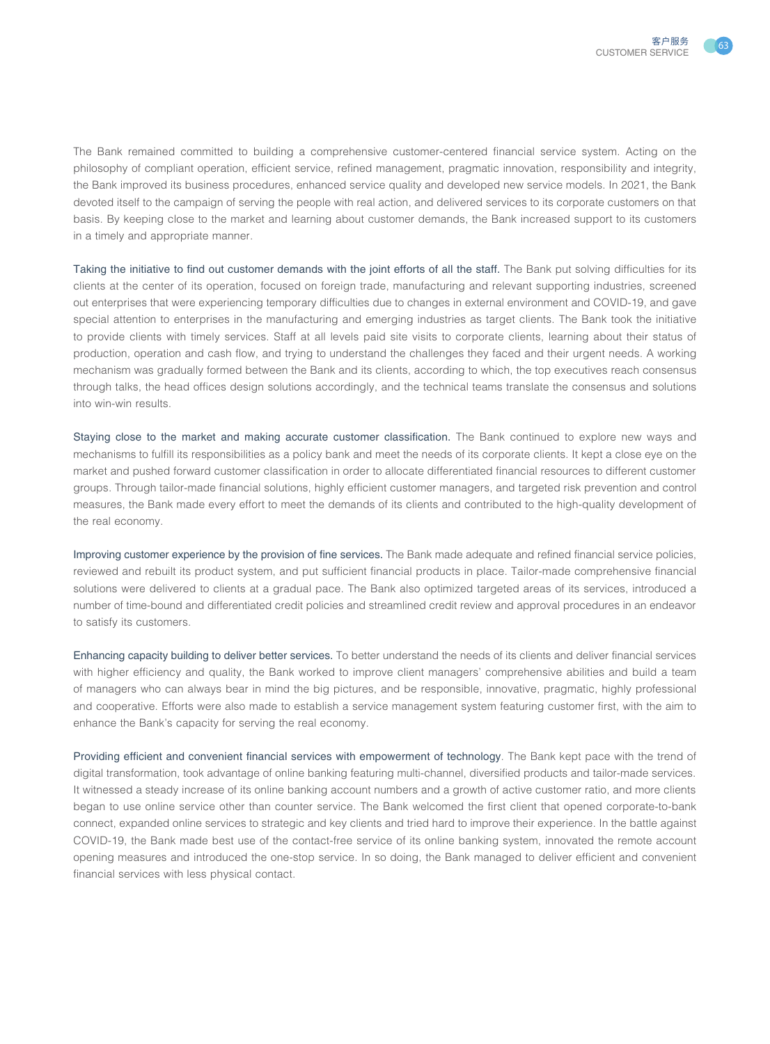The Bank remained committed to building a comprehensive customer-centered financial service system. Acting on the philosophy of compliant operation, efficient service, refined management, pragmatic innovation, responsibility and integrity, the Bank improved its business procedures, enhanced service quality and developed new service models. In 2021, the Bank devoted itself to the campaign of serving the people with real action, and delivered services to its corporate customers on that basis. By keeping close to the market and learning about customer demands, the Bank increased support to its customers in a timely and appropriate manner.

**Taking the initiative to find out customer demands with the joint efforts of all the staff.** The Bank put solving difficulties for its clients at the center of its operation, focused on foreign trade, manufacturing and relevant supporting industries, screened out enterprises that were experiencing temporary difficulties due to changes in external environment and COVID-19, and gave special attention to enterprises in the manufacturing and emerging industries as target clients. The Bank took the initiative to provide clients with timely services. Staff at all levels paid site visits to corporate clients, learning about their status of production, operation and cash flow, and trying to understand the challenges they faced and their urgent needs. A working mechanism was gradually formed between the Bank and its clients, according to which, the top executives reach consensus through talks, the head offices design solutions accordingly, and the technical teams translate the consensus and solutions into win-win results.

**Staying close to the market and making accurate customer classification.** The Bank continued to explore new ways and mechanisms to fulfill its responsibilities as a policy bank and meet the needs of its corporate clients. It kept a close eye on the market and pushed forward customer classification in order to allocate differentiated financial resources to different customer groups. Through tailor-made financial solutions, highly efficient customer managers, and targeted risk prevention and control measures, the Bank made every effort to meet the demands of its clients and contributed to the high-quality development of the real economy.

**Improving customer experience by the provision of fine services.** The Bank made adequate and refined financial service policies, reviewed and rebuilt its product system, and put sufficient financial products in place. Tailor-made comprehensive financial solutions were delivered to clients at a gradual pace. The Bank also optimized targeted areas of its services, introduced a number of time-bound and differentiated credit policies and streamlined credit review and approval procedures in an endeavor to satisfy its customers.

**Enhancing capacity building to deliver better services.** To better understand the needs of its clients and deliver financial services with higher efficiency and quality, the Bank worked to improve client managers' comprehensive abilities and build a team of managers who can always bear in mind the big pictures, and be responsible, innovative, pragmatic, highly professional and cooperative. Efforts were also made to establish a service management system featuring customer first, with the aim to enhance the Bank's capacity for serving the real economy.

**Providing efficient and convenient financial services with empowerment of technology**. The Bank kept pace with the trend of digital transformation, took advantage of online banking featuring multi-channel, diversified products and tailor-made services. It witnessed a steady increase of its online banking account numbers and a growth of active customer ratio, and more clients began to use online service other than counter service. The Bank welcomed the first client that opened corporate-to-bank connect, expanded online services to strategic and key clients and tried hard to improve their experience. In the battle against COVID-19, the Bank made best use of the contact-free service of its online banking system, innovated the remote account opening measures and introduced the one-stop service. In so doing, the Bank managed to deliver efficient and convenient financial services with less physical contact.